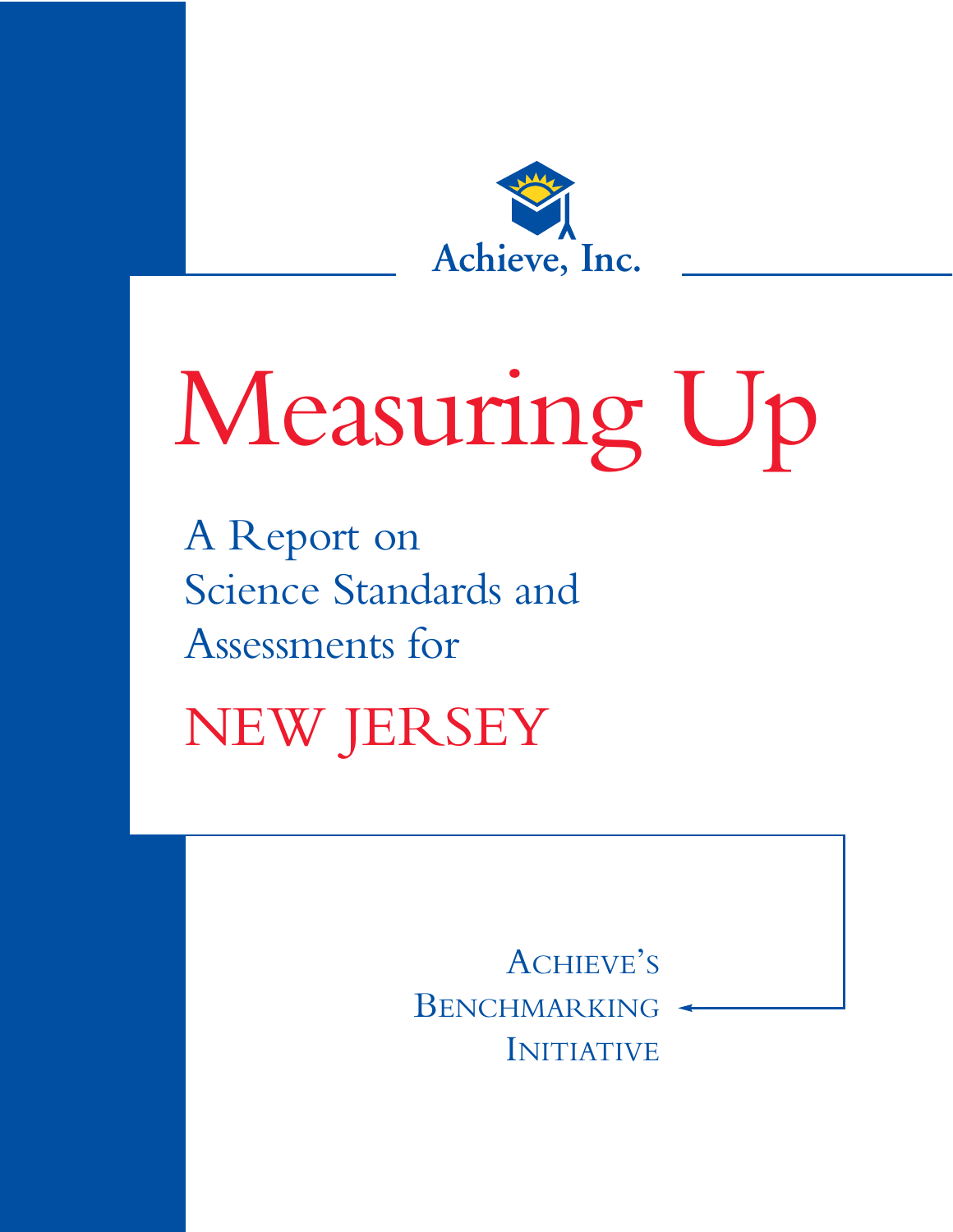Achieve, Inc.

# Measuring Up

## A Report on Science Standards and Assessments for

# NEW JERSEY

ACHIEVE'S BENCHMARKING INITIATIVE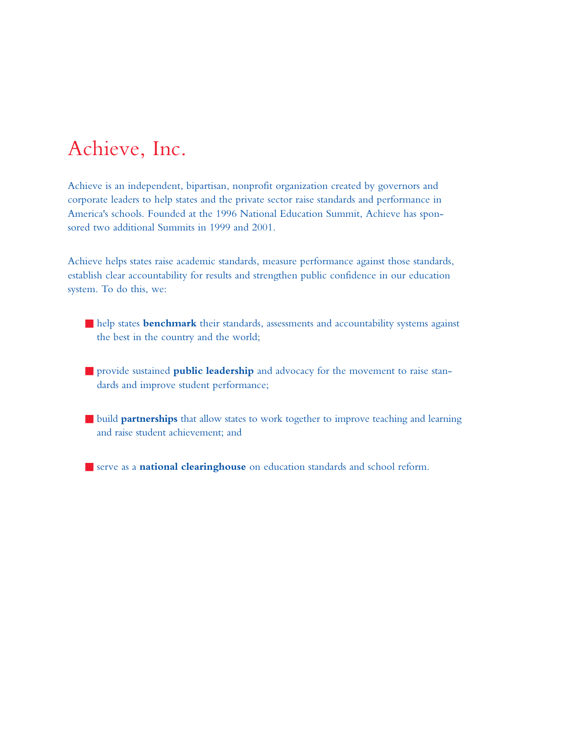# Achieve, Inc.

Achieve is an independent, bipartisan, nonprofit organization created by governors and corporate leaders to help states and the private sector raise standards and performance in America's schools. Founded at the 1996 National Education Summit, Achieve has sponsored two additional Summits in 1999 and 2001.

Achieve helps states raise academic standards, measure performance against those standards, establish clear accountability for results and strengthen public confidence in our education system. To do this, we:

- help states **benchmark** their standards, assessments and accountability systems against the best in the country and the world;
- provide sustained **public leadership** and advocacy for the movement to raise standards and improve student performance;
- build **partnerships** that allow states to work together to improve teaching and learning and raise student achievement; and
- serve as a **national clearinghouse** on education standards and school reform.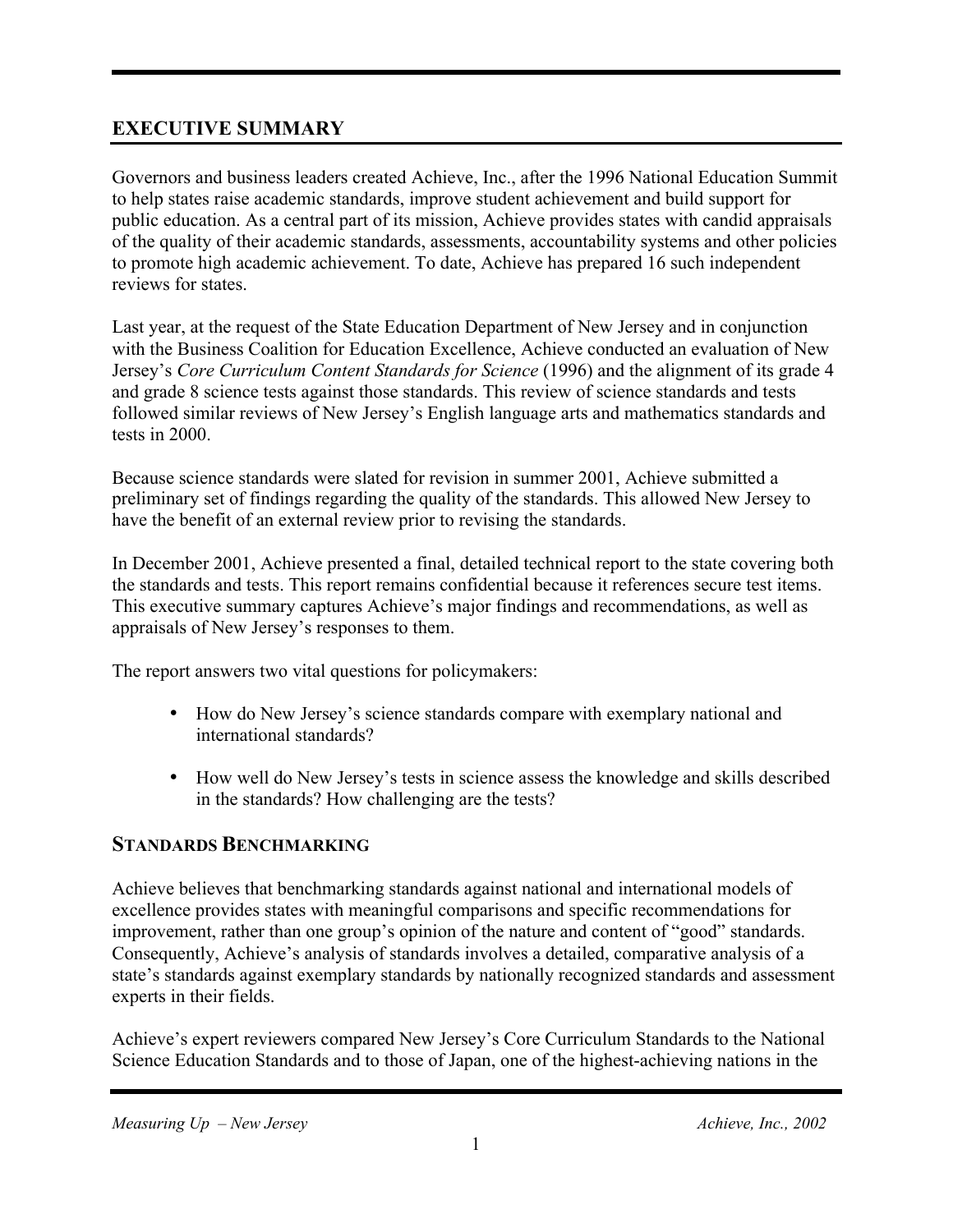## EXECUTIVE SUMMARY

Governors and business leaders created Achieve, Inc., after the 1996 National Education Summit to help states raise academic standards, improve student achievement and build support for public education. As a central part of its mission, Achieve provides states with candid appraisals of the quality of their academic standards, assessments, accountability systems and other policies to promote high academic achievement. To date, Achieve has prepared 16 such independent reviews for states.

Last year, at the request of the State Education Department of New Jersey and in conjunction with the Business Coalition for Education Excellence, Achieve conducted an evaluation of New Jersey's *Core Curriculum Content Standards for Science* (1996) and the alignment of its grade 4 and grade 8 science tests against those standards. This review of science standards and tests followed similar reviews of New Jersey's English language arts and mathematics standards and tests in 2000.

Because science standards were slated for revision in summer 2001, Achieve submitted a preliminary set of findings regarding the quality of the standards. This allowed New Jersey to have the benefit of an external review prior to revising the standards.

In December 2001, Achieve presented a final, detailed technical report to the state covering both the standards and tests. This report remains confidential because it references secure test items. This executive summary captures Achieve's major findings and recommendations, as well as appraisals of New Jersey's responses to them.

The report answers two vital questions for policymakers:

- How do New Jersey's science standards compare with exemplary national and international standards?
- How well do New Jersey's tests in science assess the knowledge and skills described in the standards? How challenging are the tests?

### STANDARDS BENCHMARKING

Achieve believes that benchmarking standards against national and international models of excellence provides states with meaningful comparisons and specific recommendations for improvement, rather than one group's opinion of the nature and content of "good" standards. Consequently, Achieve's analysis of standards involves a detailed, comparative analysis of a state's standards against exemplary standards by nationally recognized standards and assessment experts in their fields.

Achieve's expert reviewers compared New Jersey's Core Curriculum Standards to the National Science Education Standards and to those of Japan, one of the highest-achieving nations in the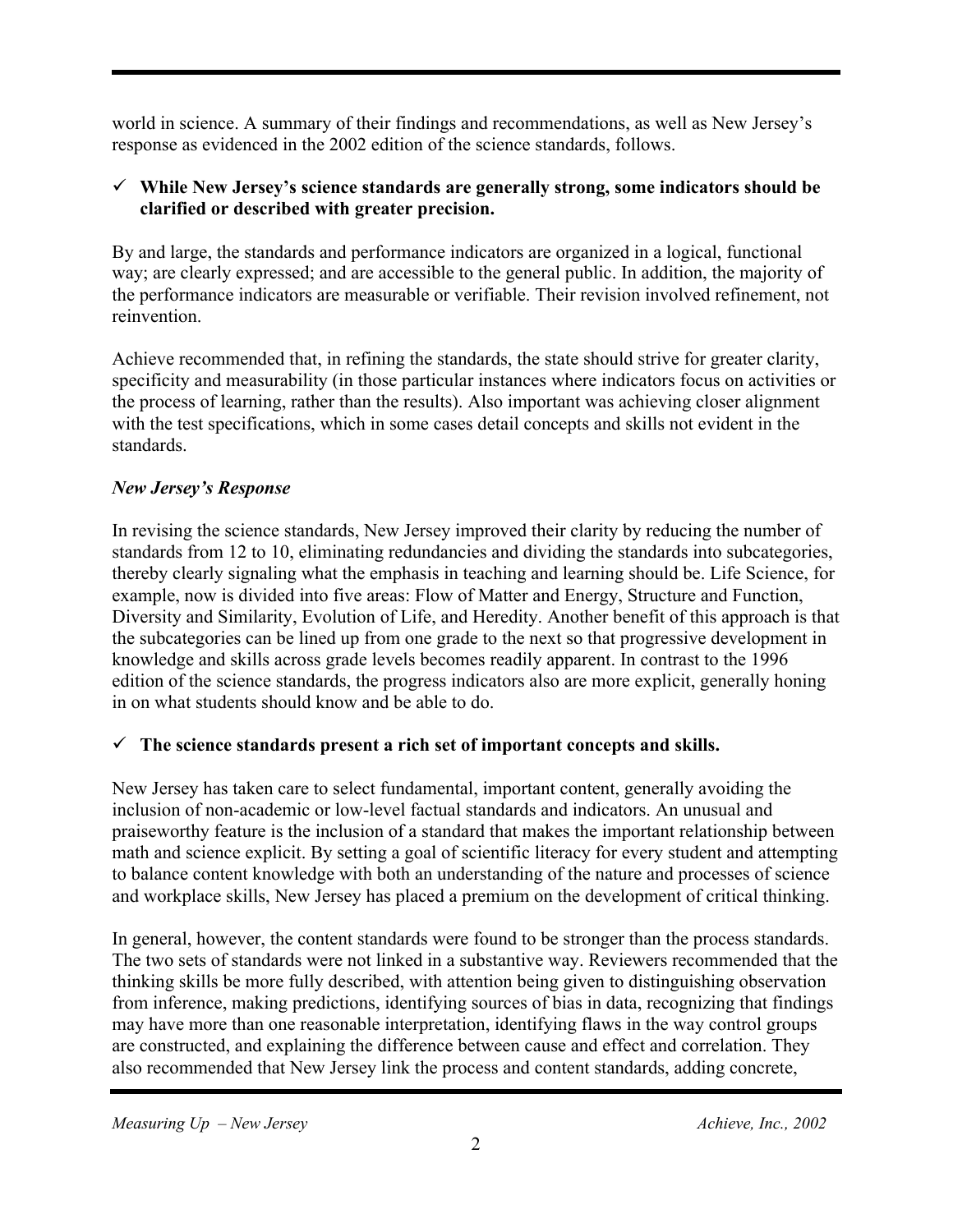world in science. A summary of their findings and recommendations, as well as New Jersey's response as evidenced in the 2002 edition of the science standards, follows.

- ✓ **While New Jersey's science standards are generally strong, some indicators should be clarified or described with greater precision.**

By and large, the standards and performance indicators are organized in a logical, functional way; are clearly expressed; and are accessible to the general public. In addition, the majority of the performance indicators are measurable or verifiable. Their revision involved refinement, not reinvention.

Achieve recommended that, in refining the standards, the state should strive for greater clarity, specificity and measurability (in those particular instances where indicators focus on activities or the process of learning, rather than the results). Also important was achieving closer alignment with the test specifications, which in some cases detail concepts and skills not evident in the standards.

***New Jersey's Response***

In revising the science standards, New Jersey improved their clarity by reducing the number of standards from 12 to 10, eliminating redundancies and dividing the standards into subcategories, thereby clearly signaling what the emphasis in teaching and learning should be. Life Science, for example, now is divided into five areas: Flow of Matter and Energy, Structure and Function, Diversity and Similarity, Evolution of Life, and Heredity. Another benefit of this approach is that the subcategories can be lined up from one grade to the next so that progressive development in knowledge and skills across grade levels becomes readily apparent. In contrast to the 1996 edition of the science standards, the progress indicators also are more explicit, generally honing in on what students should know and be able to do.

- ✓ **The science standards present a rich set of important concepts and skills.**

New Jersey has taken care to select fundamental, important content, generally avoiding the inclusion of non-academic or low-level factual standards and indicators. An unusual and praiseworthy feature is the inclusion of a standard that makes the important relationship between math and science explicit. By setting a goal of scientific literacy for every student and attempting to balance content knowledge with both an understanding of the nature and processes of science and workplace skills, New Jersey has placed a premium on the development of critical thinking.

In general, however, the content standards were found to be stronger than the process standards. The two sets of standards were not linked in a substantive way. Reviewers recommended that the thinking skills be more fully described, with attention being given to distinguishing observation from inference, making predictions, identifying sources of bias in data, recognizing that findings may have more than one reasonable interpretation, identifying flaws in the way control groups are constructed, and explaining the difference between cause and effect and correlation. They also recommended that New Jersey link the process and content standards, adding concrete,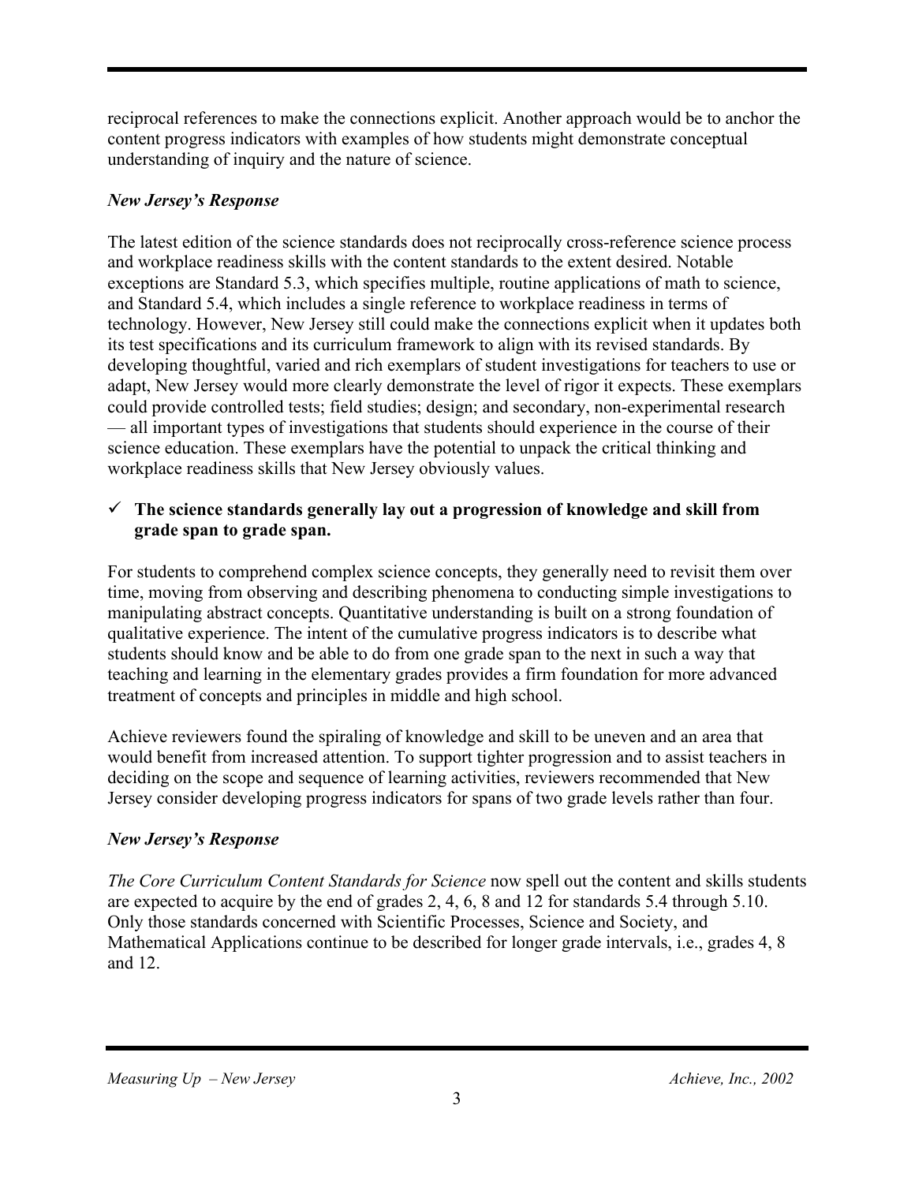reciprocal references to make the connections explicit. Another approach would be to anchor the content progress indicators with examples of how students might demonstrate conceptual understanding of inquiry and the nature of science.

***New Jersey's Response***

The latest edition of the science standards does not reciprocally cross-reference science process and workplace readiness skills with the content standards to the extent desired. Notable exceptions are Standard 5.3, which specifies multiple, routine applications of math to science, and Standard 5.4, which includes a single reference to workplace readiness in terms of technology. However, New Jersey still could make the connections explicit when it updates both its test specifications and its curriculum framework to align with its revised standards. By developing thoughtful, varied and rich exemplars of student investigations for teachers to use or adapt, New Jersey would more clearly demonstrate the level of rigor it expects. These exemplars could provide controlled tests; field studies; design; and secondary, non-experimental research — all important types of investigations that students should experience in the course of their science education. These exemplars have the potential to unpack the critical thinking and workplace readiness skills that New Jersey obviously values.

- ✓ **The science standards generally lay out a progression of knowledge and skill from grade span to grade span.**

For students to comprehend complex science concepts, they generally need to revisit them over time, moving from observing and describing phenomena to conducting simple investigations to manipulating abstract concepts. Quantitative understanding is built on a strong foundation of qualitative experience. The intent of the cumulative progress indicators is to describe what students should know and be able to do from one grade span to the next in such a way that teaching and learning in the elementary grades provides a firm foundation for more advanced treatment of concepts and principles in middle and high school.

Achieve reviewers found the spiraling of knowledge and skill to be uneven and an area that would benefit from increased attention. To support tighter progression and to assist teachers in deciding on the scope and sequence of learning activities, reviewers recommended that New Jersey consider developing progress indicators for spans of two grade levels rather than four.

***New Jersey's Response***

*The Core Curriculum Content Standards for Science* now spell out the content and skills students are expected to acquire by the end of grades 2, 4, 6, 8 and 12 for standards 5.4 through 5.10. Only those standards concerned with Scientific Processes, Science and Society, and Mathematical Applications continue to be described for longer grade intervals, i.e., grades 4, 8 and 12.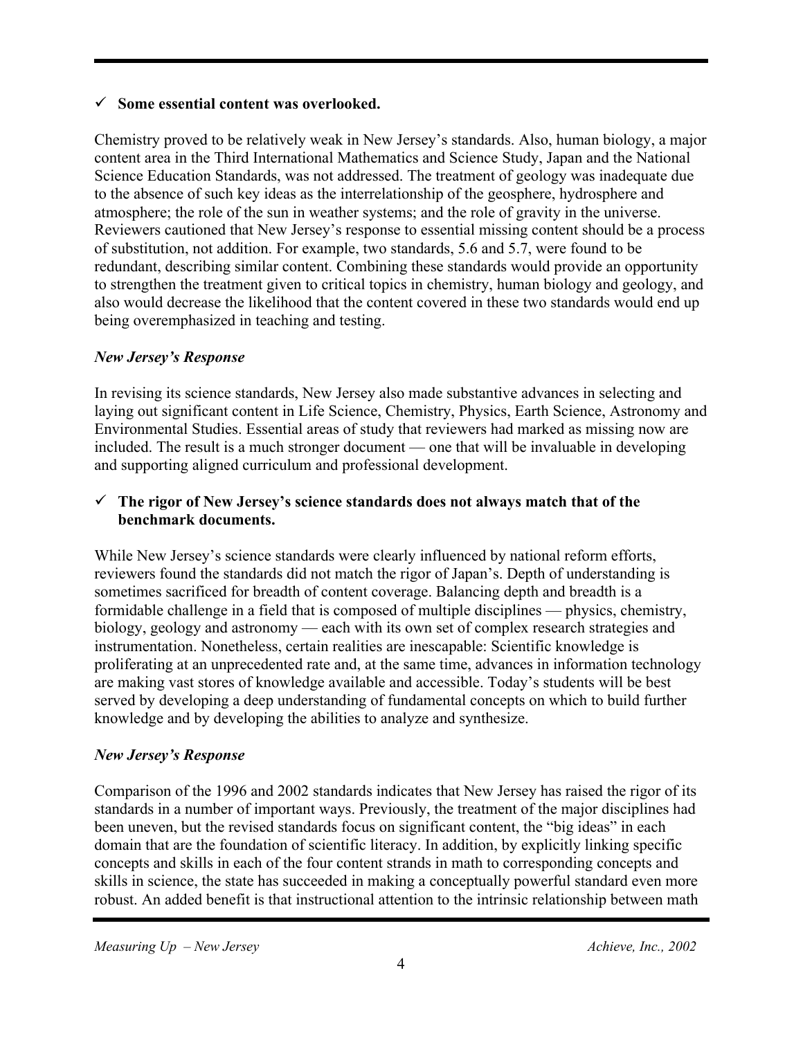- ✓ **Some essential content was overlooked.**

Chemistry proved to be relatively weak in New Jersey's standards. Also, human biology, a major content area in the Third International Mathematics and Science Study, Japan and the National Science Education Standards, was not addressed. The treatment of geology was inadequate due to the absence of such key ideas as the interrelationship of the geosphere, hydrosphere and atmosphere; the role of the sun in weather systems; and the role of gravity in the universe. Reviewers cautioned that New Jersey's response to essential missing content should be a process of substitution, not addition. For example, two standards, 5.6 and 5.7, were found to be redundant, describing similar content. Combining these standards would provide an opportunity to strengthen the treatment given to critical topics in chemistry, human biology and geology, and also would decrease the likelihood that the content covered in these two standards would end up being overemphasized in teaching and testing.

***New Jersey's Response***

In revising its science standards, New Jersey also made substantive advances in selecting and laying out significant content in Life Science, Chemistry, Physics, Earth Science, Astronomy and Environmental Studies. Essential areas of study that reviewers had marked as missing now are included. The result is a much stronger document — one that will be invaluable in developing and supporting aligned curriculum and professional development.

- ✓ **The rigor of New Jersey's science standards does not always match that of the benchmark documents.**

While New Jersey's science standards were clearly influenced by national reform efforts, reviewers found the standards did not match the rigor of Japan's. Depth of understanding is sometimes sacrificed for breadth of content coverage. Balancing depth and breadth is a formidable challenge in a field that is composed of multiple disciplines — physics, chemistry, biology, geology and astronomy — each with its own set of complex research strategies and instrumentation. Nonetheless, certain realities are inescapable: Scientific knowledge is proliferating at an unprecedented rate and, at the same time, advances in information technology are making vast stores of knowledge available and accessible. Today's students will be best served by developing a deep understanding of fundamental concepts on which to build further knowledge and by developing the abilities to analyze and synthesize.

***New Jersey's Response***

Comparison of the 1996 and 2002 standards indicates that New Jersey has raised the rigor of its standards in a number of important ways. Previously, the treatment of the major disciplines had been uneven, but the revised standards focus on significant content, the "big ideas" in each domain that are the foundation of scientific literacy. In addition, by explicitly linking specific concepts and skills in each of the four content strands in math to corresponding concepts and skills in science, the state has succeeded in making a conceptually powerful standard even more robust. An added benefit is that instructional attention to the intrinsic relationship between math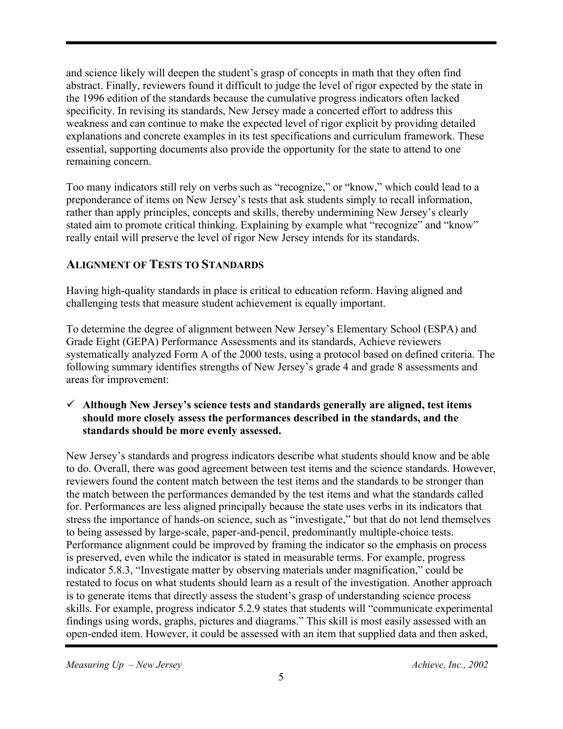and science likely will deepen the student's grasp of concepts in math that they often find abstract. Finally, reviewers found it difficult to judge the level of rigor expected by the state in the 1996 edition of the standards because the cumulative progress indicators often lacked specificity. In revising its standards, New Jersey made a concerted effort to address this weakness and can continue to make the expected level of rigor explicit by providing detailed explanations and concrete examples in its test specifications and curriculum framework. These essential, supporting documents also provide the opportunity for the state to attend to one remaining concern.

Too many indicators still rely on verbs such as "recognize," or "know," which could lead to a preponderance of items on New Jersey's tests that ask students simply to recall information, rather than apply principles, concepts and skills, thereby undermining New Jersey's clearly stated aim to promote critical thinking. Explaining by example what "recognize" and "know" really entail will preserve the level of rigor New Jersey intends for its standards.

## ALIGNMENT OF TESTS TO STANDARDS

Having high-quality standards in place is critical to education reform. Having aligned and challenging tests that measure student achievement is equally important.

To determine the degree of alignment between New Jersey's Elementary School (ESPA) and Grade Eight (GEPA) Performance Assessments and its standards, Achieve reviewers systematically analyzed Form A of the 2000 tests, using a protocol based on defined criteria. The following summary identifies strengths of New Jersey's grade 4 and grade 8 assessments and areas for improvement:

- ✓ **Although New Jersey's science tests and standards generally are aligned, test items should more closely assess the performances described in the standards, and the standards should be more evenly assessed.**

New Jersey's standards and progress indicators describe what students should know and be able to do. Overall, there was good agreement between test items and the science standards. However, reviewers found the content match between the test items and the standards to be stronger than the match between the performances demanded by the test items and what the standards called for. Performances are less aligned principally because the state uses verbs in its indicators that stress the importance of hands-on science, such as "investigate," but that do not lend themselves to being assessed by large-scale, paper-and-pencil, predominantly multiple-choice tests. Performance alignment could be improved by framing the indicator so the emphasis on process is preserved, even while the indicator is stated in measurable terms. For example, progress indicator 5.8.3, "Investigate matter by observing materials under magnification," could be restated to focus on what students should learn as a result of the investigation. Another approach is to generate items that directly assess the student's grasp of understanding science process skills. For example, progress indicator 5.2.9 states that students will "communicate experimental findings using words, graphs, pictures and diagrams." This skill is most easily assessed with an open-ended item. However, it could be assessed with an item that supplied data and then asked,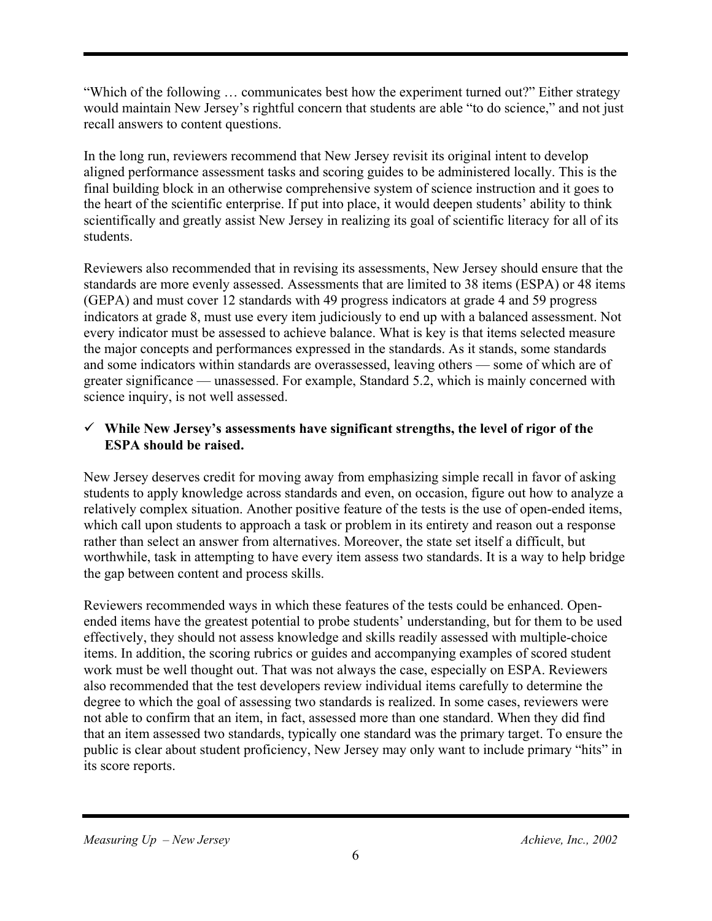"Which of the following … communicates best how the experiment turned out?" Either strategy would maintain New Jersey's rightful concern that students are able "to do science," and not just recall answers to content questions.

In the long run, reviewers recommend that New Jersey revisit its original intent to develop aligned performance assessment tasks and scoring guides to be administered locally. This is the final building block in an otherwise comprehensive system of science instruction and it goes to the heart of the scientific enterprise. If put into place, it would deepen students' ability to think scientifically and greatly assist New Jersey in realizing its goal of scientific literacy for all of its students.

Reviewers also recommended that in revising its assessments, New Jersey should ensure that the standards are more evenly assessed. Assessments that are limited to 38 items (ESPA) or 48 items (GEPA) and must cover 12 standards with 49 progress indicators at grade 4 and 59 progress indicators at grade 8, must use every item judiciously to end up with a balanced assessment. Not every indicator must be assessed to achieve balance. What is key is that items selected measure the major concepts and performances expressed in the standards. As it stands, some standards and some indicators within standards are overassessed, leaving others — some of which are of greater significance — unassessed. For example, Standard 5.2, which is mainly concerned with science inquiry, is not well assessed.

- ✓ **While New Jersey's assessments have significant strengths, the level of rigor of the ESPA should be raised.**

New Jersey deserves credit for moving away from emphasizing simple recall in favor of asking students to apply knowledge across standards and even, on occasion, figure out how to analyze a relatively complex situation. Another positive feature of the tests is the use of open-ended items, which call upon students to approach a task or problem in its entirety and reason out a response rather than select an answer from alternatives. Moreover, the state set itself a difficult, but worthwhile, task in attempting to have every item assess two standards. It is a way to help bridge the gap between content and process skills.

Reviewers recommended ways in which these features of the tests could be enhanced. Open-ended items have the greatest potential to probe students' understanding, but for them to be used effectively, they should not assess knowledge and skills readily assessed with multiple-choice items. In addition, the scoring rubrics or guides and accompanying examples of scored student work must be well thought out. That was not always the case, especially on ESPA. Reviewers also recommended that the test developers review individual items carefully to determine the degree to which the goal of assessing two standards is realized. In some cases, reviewers were not able to confirm that an item, in fact, assessed more than one standard. When they did find that an item assessed two standards, typically one standard was the primary target. To ensure the public is clear about student proficiency, New Jersey may only want to include primary "hits" in its score reports.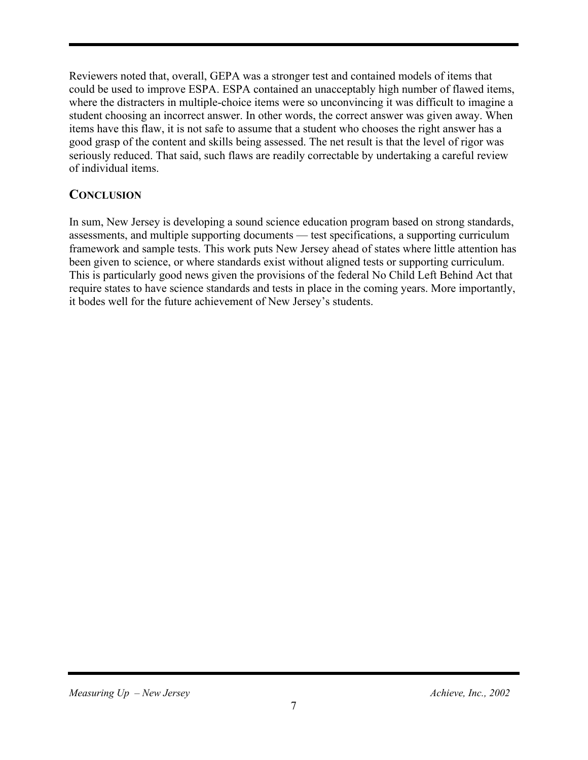Reviewers noted that, overall, GEPA was a stronger test and contained models of items that could be used to improve ESPA. ESPA contained an unacceptably high number of flawed items, where the distracters in multiple-choice items were so unconvincing it was difficult to imagine a student choosing an incorrect answer. In other words, the correct answer was given away. When items have this flaw, it is not safe to assume that a student who chooses the right answer has a good grasp of the content and skills being assessed. The net result is that the level of rigor was seriously reduced. That said, such flaws are readily correctable by undertaking a careful review of individual items.

## CONCLUSION

In sum, New Jersey is developing a sound science education program based on strong standards, assessments, and multiple supporting documents — test specifications, a supporting curriculum framework and sample tests. This work puts New Jersey ahead of states where little attention has been given to science, or where standards exist without aligned tests or supporting curriculum. This is particularly good news given the provisions of the federal No Child Left Behind Act that require states to have science standards and tests in place in the coming years. More importantly, it bodes well for the future achievement of New Jersey's students.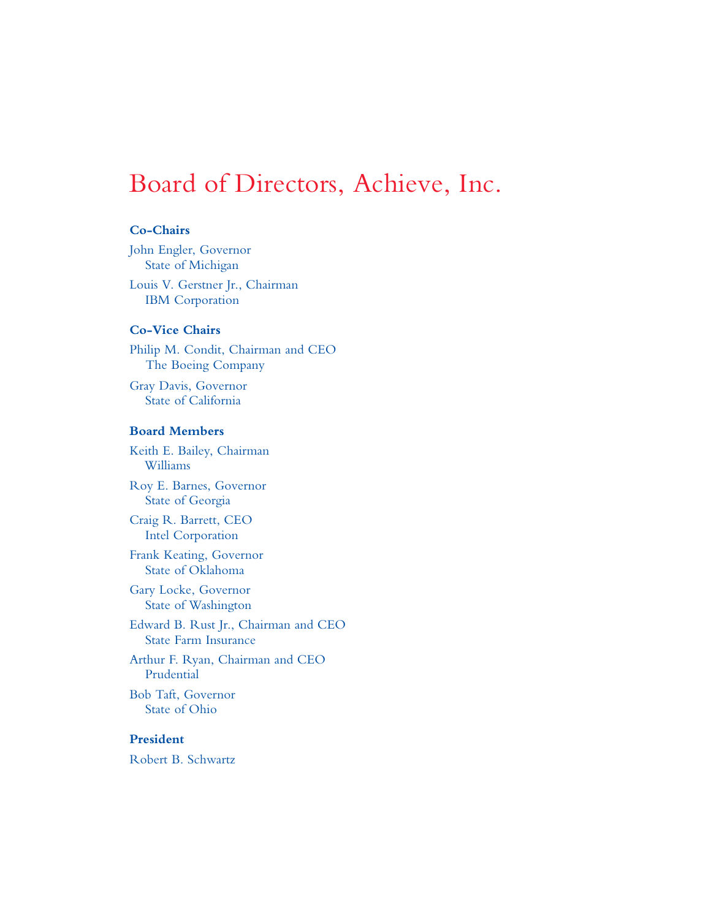# Board of Directors, Achieve, Inc.

### Co-Chairs

John Engler, Governor
State of Michigan

Louis V. Gerstner Jr., Chairman
IBM Corporation

### Co-Vice Chairs

Philip M. Condit, Chairman and CEO
The Boeing Company

Gray Davis, Governor
State of California

### Board Members

Keith E. Bailey, Chairman
Williams

Roy E. Barnes, Governor
State of Georgia

Craig R. Barrett, CEO
Intel Corporation

Frank Keating, Governor
State of Oklahoma

Gary Locke, Governor
State of Washington

Edward B. Rust Jr., Chairman and CEO
State Farm Insurance

Arthur F. Ryan, Chairman and CEO
Prudential

Bob Taft, Governor
State of Ohio

### President

Robert B. Schwartz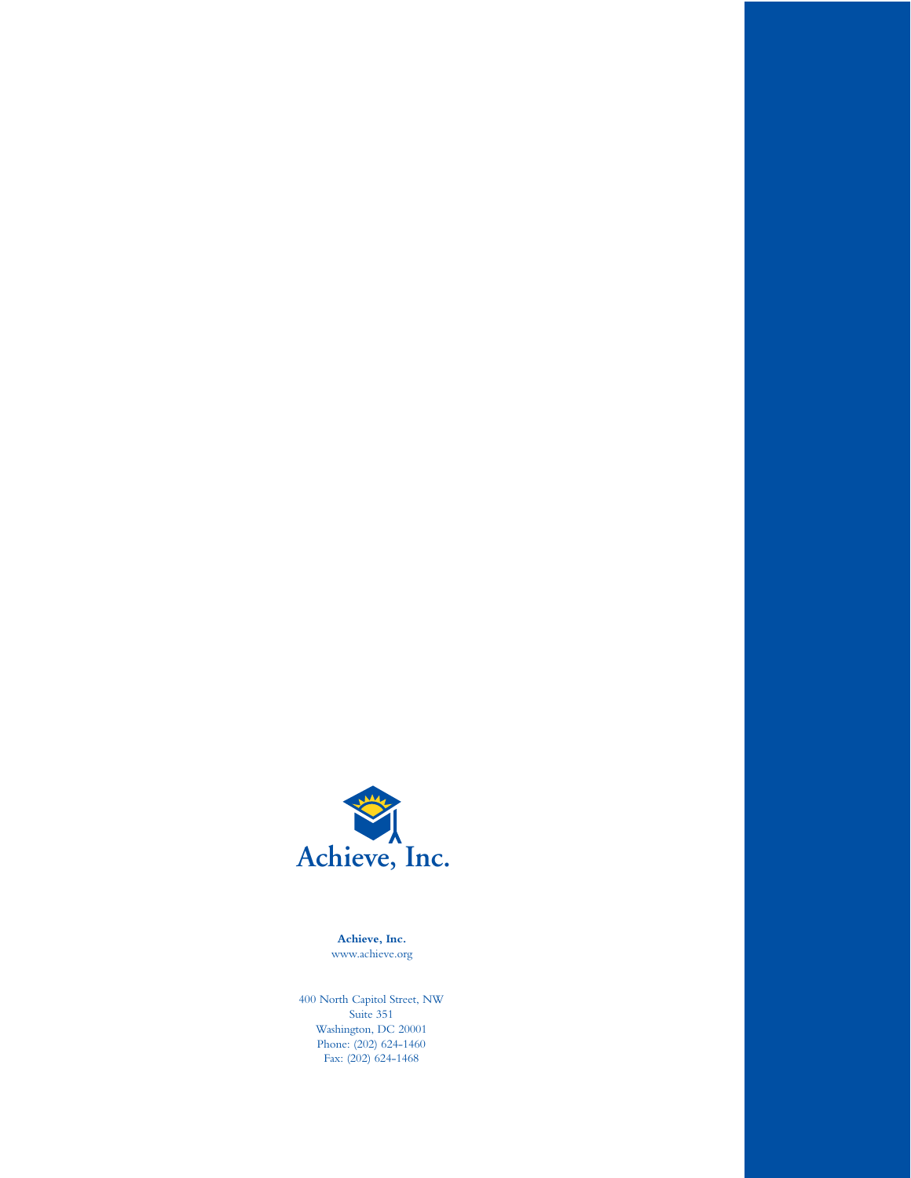Achieve, Inc.

**Achieve, Inc.**
www.achieve.org

400 North Capitol Street, NW
Suite 351
Washington, DC 20001
Phone: (202) 624-1460
Fax: (202) 624-1468